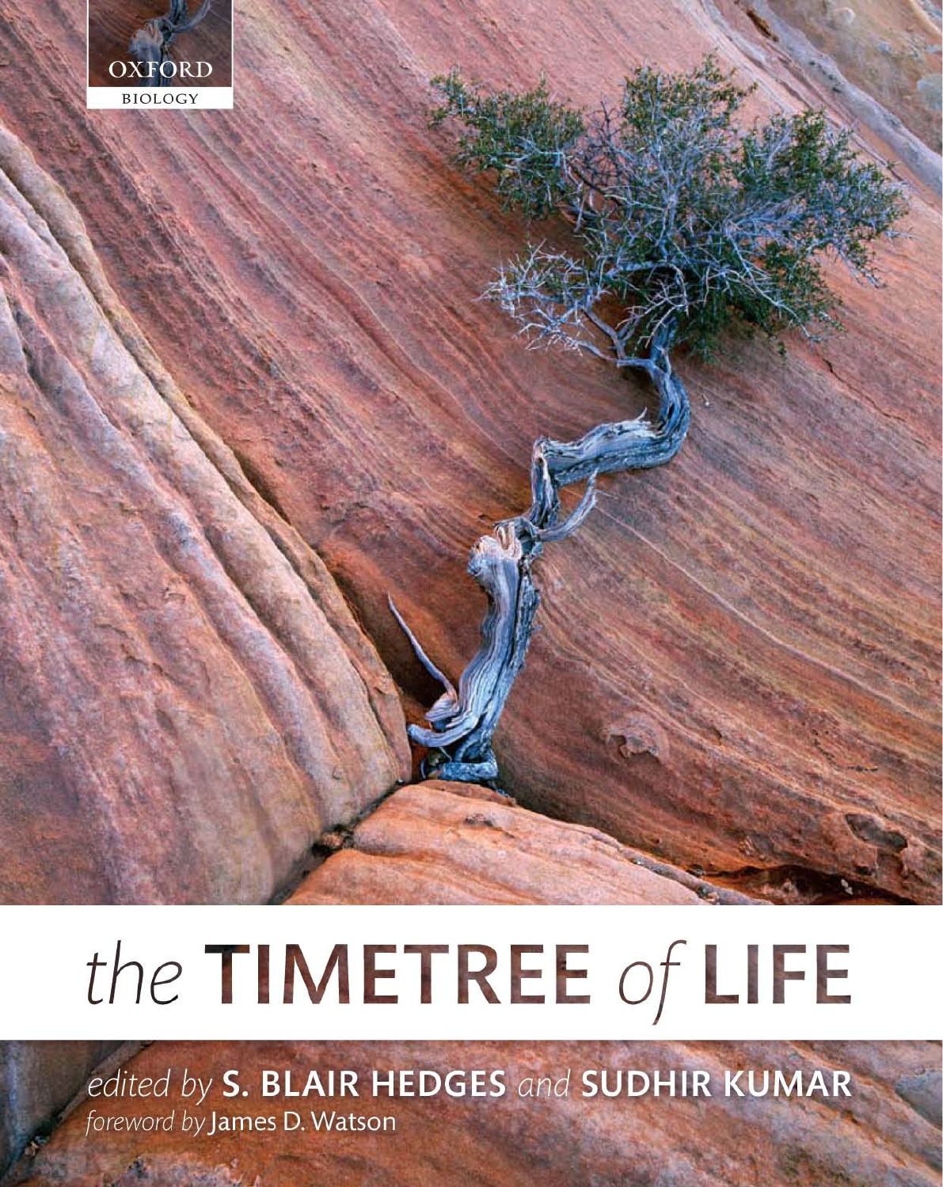OXFORD BIOLOGY

# the TIMETREE of LIFE

*edited by* **S. BLAIR HEDGES** *and* **SUDHIR KUMAR**

*foreword by* James D. Watson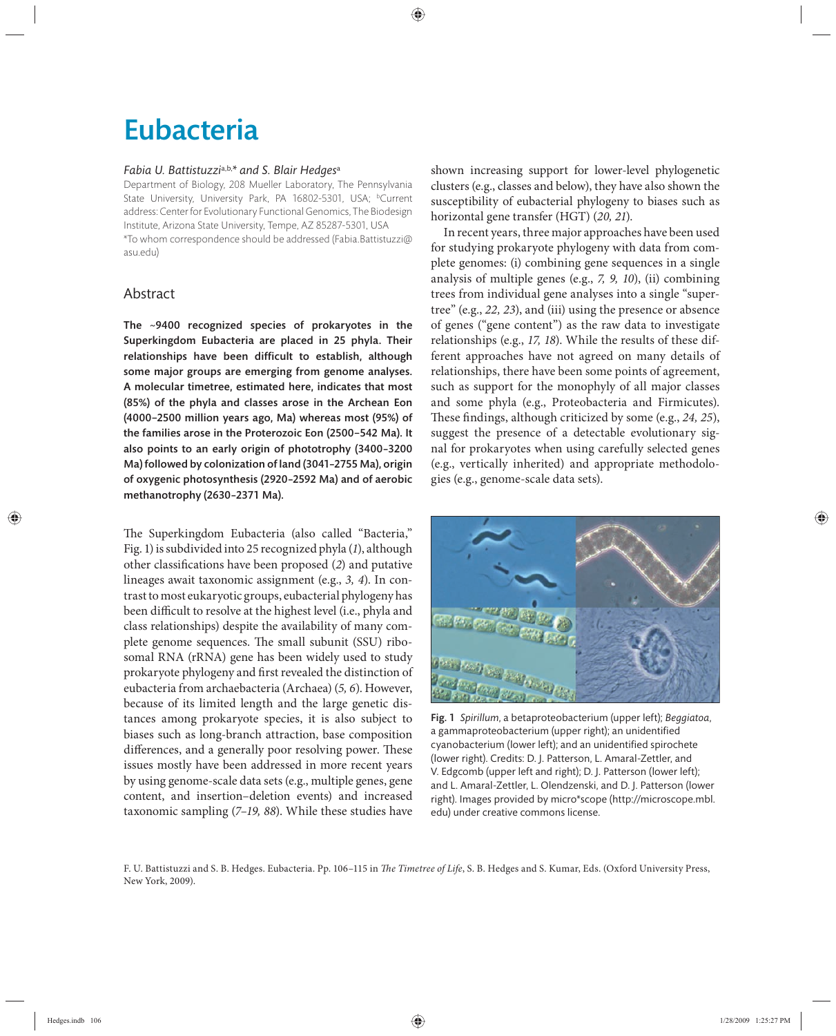# Eubacteria

*Fabia U. Battistuzzi*[a,b,*] *and S. Blair Hedges*[a]

Department of Biology, 208 Mueller Laboratory, The Pennsylvania State University, University Park, PA 16802-5301, USA; [b]Current address: Center for Evolutionary Functional Genomics, The Biodesign Institute, Arizona State University, Tempe, AZ 85287-5301, USA
*To whom correspondence should be addressed (Fabia.Battistuzzi@asu.edu)

## Abstract

**The ~9400 recognized species of prokaryotes in the Superkingdom Eubacteria are placed in 25 phyla. Their relationships have been difficult to establish, although some major groups are emerging from genome analyses. A molecular timetree, estimated here, indicates that most (85%) of the phyla and classes arose in the Archean Eon (4000–2500 million years ago, Ma) whereas most (95%) of the families arose in the Proterozoic Eon (2500–542 Ma). It also points to an early origin of phototrophy (3400–3200 Ma) followed by colonization of land (3041–2755 Ma), origin of oxygenic photosynthesis (2920–2592 Ma) and of aerobic methanotrophy (2630–2371 Ma).**

The Superkingdom Eubacteria (also called "Bacteria," Fig. 1) is subdivided into 25 recognized phyla (*1*), although other classifications have been proposed (*2*) and putative lineages await taxonomic assignment (e.g., *3, 4*). In contrast to most eukaryotic groups, eubacterial phylogeny has been difficult to resolve at the highest level (i.e., phyla and class relationships) despite the availability of many complete genome sequences. The small subunit (SSU) ribosomal RNA (rRNA) gene has been widely used to study prokaryote phylogeny and first revealed the distinction of eubacteria from archaebacteria (Archaea) (*5, 6*). However, because of its limited length and the large genetic distances among prokaryote species, it is also subject to biases such as long-branch attraction, base composition differences, and a generally poor resolving power. These issues mostly have been addressed in more recent years by using genome-scale data sets (e.g., multiple genes, gene content, and insertion–deletion events) and increased taxonomic sampling (*7–19, 88*). While these studies have shown increasing support for lower-level phylogenetic clusters (e.g., classes and below), they have also shown the susceptibility of eubacterial phylogeny to biases such as horizontal gene transfer (HGT) (*20, 21*).

In recent years, three major approaches have been used for studying prokaryote phylogeny with data from complete genomes: (i) combining gene sequences in a single analysis of multiple genes (e.g., *7, 9, 10*), (ii) combining trees from individual gene analyses into a single "supertree" (e.g., *22, 23*), and (iii) using the presence or absence of genes ("gene content") as the raw data to investigate relationships (e.g., *17, 18*). While the results of these different approaches have not agreed on many details of relationships, there have been some points of agreement, such as support for the monophyly of all major classes and some phyla (e.g., Proteobacteria and Firmicutes). These findings, although criticized by some (e.g., *24, 25*), suggest the presence of a detectable evolutionary signal for prokaryotes when using carefully selected genes (e.g., vertically inherited) and appropriate methodologies (e.g., genome-scale data sets).

**Fig. 1** *Spirillum*, a betaproteobacterium (upper left); *Beggiatoa*, a gammaproteobacterium (upper right); an unidentified cyanobacterium (lower left); and an unidentified spirochete (lower right). Credits: D. J. Patterson, L. Amaral-Zettler, and V. Edgcomb (upper left and right); D. J. Patterson (lower left); and L. Amaral-Zettler, L. Olendzenski, and D. J. Patterson (lower right). Images provided by micro*scope (http://microscope.mbl.edu) under creative commons license.

F. U. Battistuzzi and S. B. Hedges. Eubacteria. Pp. 106–115 in *The Timetree of Life*, S. B. Hedges and S. Kumar, Eds. (Oxford University Press, New York, 2009).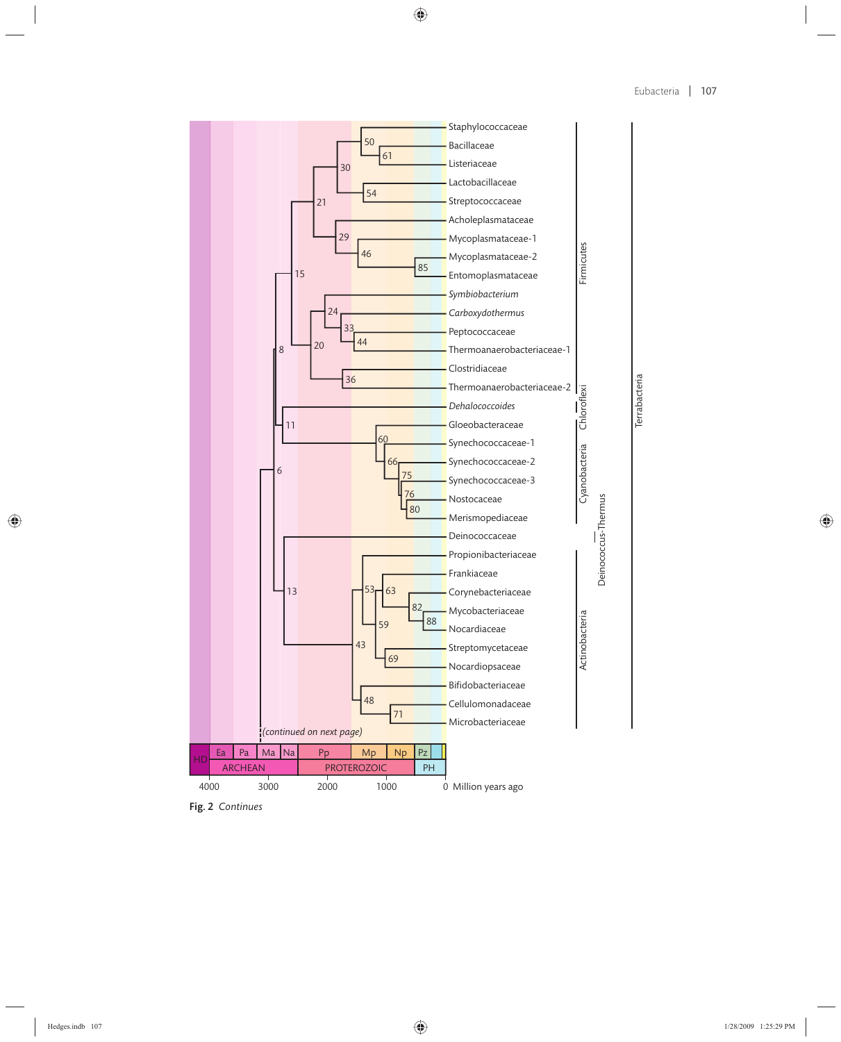Staphylococcaceae
Bacillaceae
Listeriaceae
Lactobacillaceae
Streptococcaceae
Acholeplasmataceae
Mycoplasmataceae-1
Mycoplasmataceae-2
Entomoplasmataceae
*Symbiobacterium*
*Carboxydothermus*
Peptococcaceae
Thermoanaerobacteriaceae-1
Clostridiaceae
Thermoanaerobacteriaceae-2
*Dehalococcoides*
Gloeobacteraceae
Synechococcaceae-1
Synechococcaceae-2
Synechococcaceae-3
Nostocaceae
Merismopediaceae
Deinococcaceae
Propionibacteriaceae
Frankiaceae
Corynebacteriaceae
Mycobacteriaceae
Nocardiaceae
Streptomycetaceae
Nocardiopsaceae
Bifidobacteriaceae
Cellulomonadaceae
Microbacteriaceae

Firmicutes
Chloroflexi
Cyanobacteria
Deinococcus-Thermus
Actinobacteria
Terrabacteria

*(continued on next page)*

| HD | Ea | Pa | Ma | Na | Pp | Mp | Np | Pz | | |
|---|---|---|---|---|---|---|---|---|---|---|
| | ARCHEAN | | | | PROTEROZOIC | | | PH | | |

4000 3000 2000 1000 0 Million years ago

**Fig. 2** *Continues*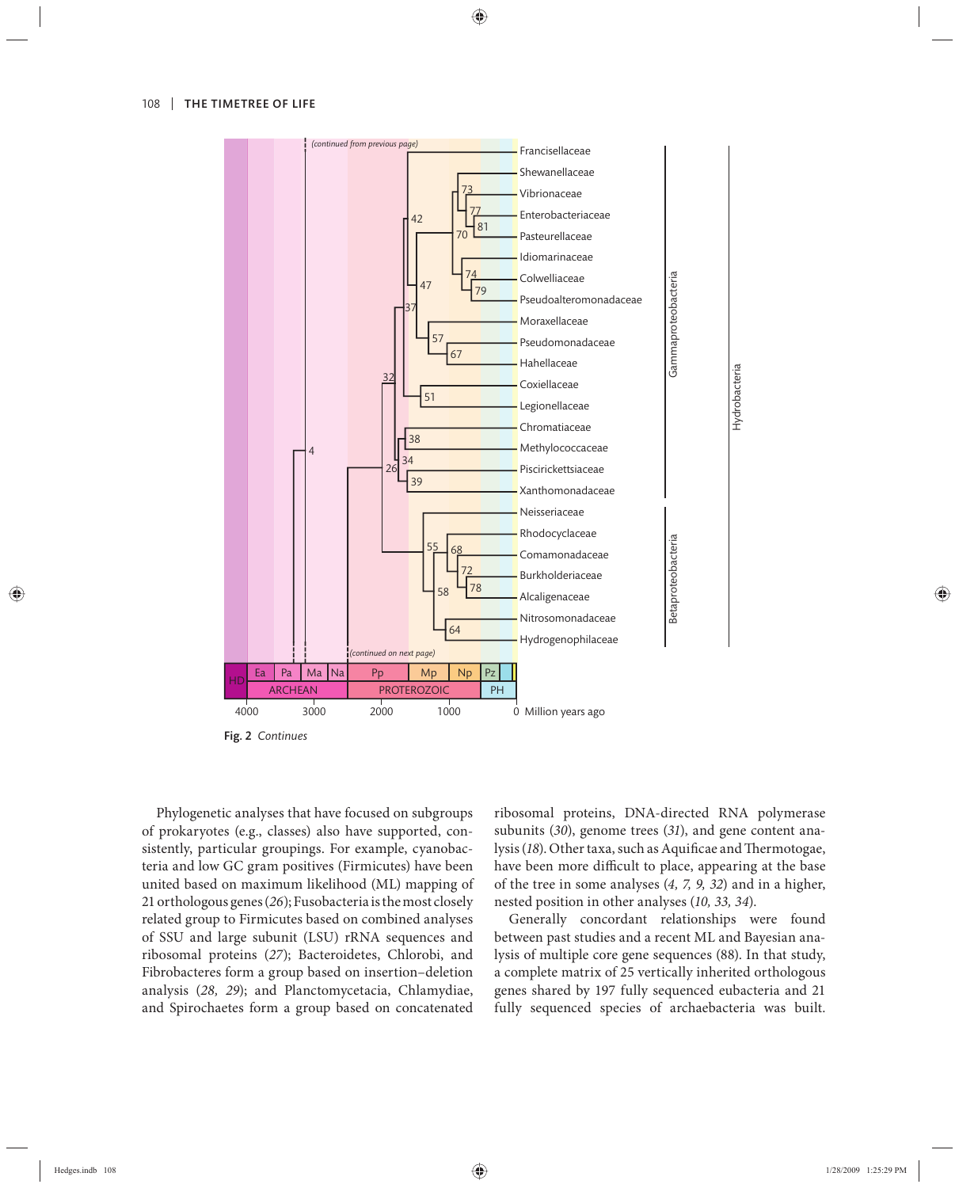Fig. 2 *Continues*

Phylogenetic analyses that have focused on subgroups of prokaryotes (e.g., classes) also have supported, consistently, particular groupings. For example, cyanobacteria and low GC gram positives (Firmicutes) have been united based on maximum likelihood (ML) mapping of 21 orthologous genes (*26*); Fusobacteria is the most closely related group to Firmicutes based on combined analyses of SSU and large subunit (LSU) rRNA sequences and ribosomal proteins (*27*); Bacteroidetes, Chlorobi, and Fibrobacteres form a group based on insertion–deletion analysis (*28, 29*); and Planctomycetacia, Chlamydiae, and Spirochaetes form a group based on concatenated ribosomal proteins, DNA-directed RNA polymerase subunits (*30*), genome trees (*31*), and gene content analysis (*18*). Other taxa, such as Aquificae and Thermotogae, have been more difficult to place, appearing at the base of the tree in some analyses (*4, 7, 9, 32*) and in a higher, nested position in other analyses (*10, 33, 34*).

Generally concordant relationships were found between past studies and a recent ML and Bayesian analysis of multiple core gene sequences (88). In that study, a complete matrix of 25 vertically inherited orthologous genes shared by 197 fully sequenced eubacteria and 21 fully sequenced species of archaebacteria was built.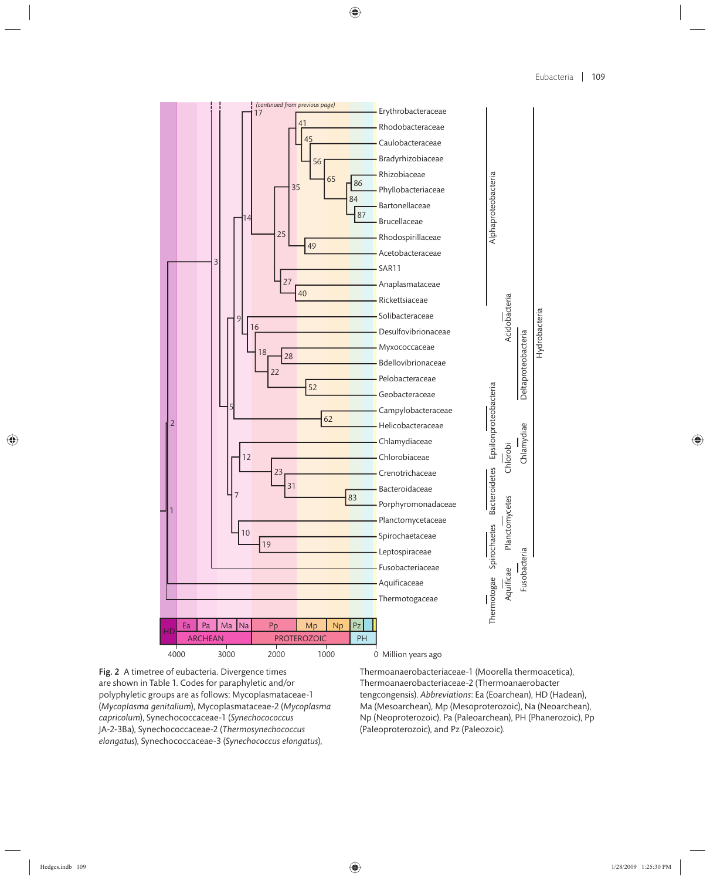**Fig. 2** A timetree of eubacteria. Divergence times are shown in Table 1. Codes for paraphyletic and/or polyphyletic groups are as follows: Mycoplasmataceae-1 (*Mycoplasma genitalium*), Mycoplasmataceae-2 (*Mycoplasma capricolum*), Synechococcaceae-1 (*Synechococcus* JA-2-3Ba), Synechococcaceae-2 (*Thermosynechococcus elongatus*), Synechococcaceae-3 (*Synechococcus elongatus*), Thermoanaerobacteriaceae-1 (Moorella thermoacetica), Thermoanaerobacteriaceae-2 (Thermoanaerobacter tengcongensis). *Abbreviations*: Ea (Eoarchean), HD (Hadean), Ma (Mesoarchean), Mp (Mesoproterozoic), Na (Neoarchean), Np (Neoproterozoic), Pa (Paleoarchean), PH (Phanerozoic), Pp (Paleoproterozoic), and Pz (Paleozoic).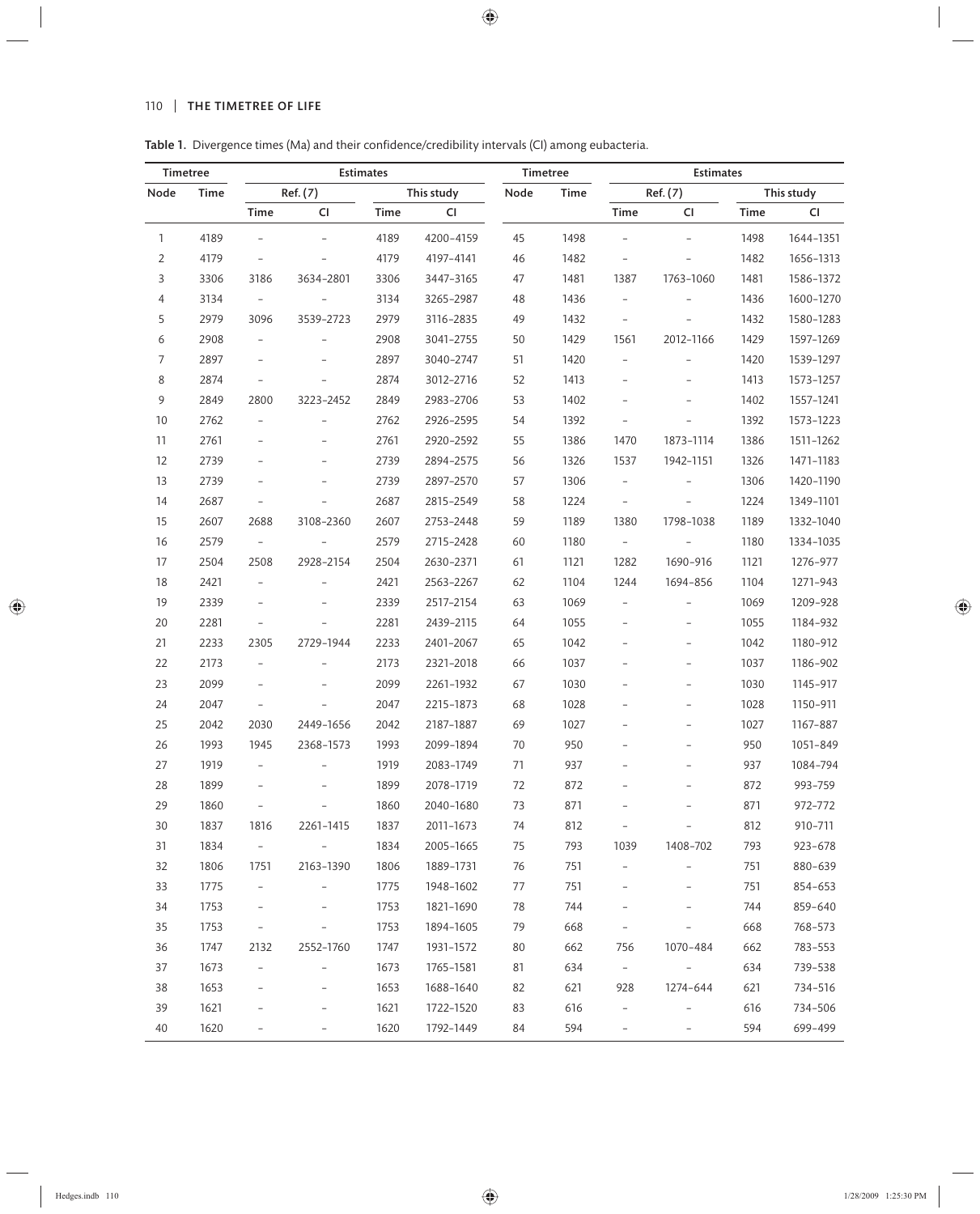**Table 1.** Divergence times (Ma) and their confidence/credibility intervals (CI) among eubacteria.

| Timetree | | Estimates | | | | Timetree | | Estimates | | | |
|---|---|---|---|---|---|---|---|---|---|---|---|
| Node | Time | Ref. (7) | | This study | | Node | Time | Ref. (7) | | This study | |
| | | Time | CI | Time | CI | | | Time | CI | Time | CI |
| 1 | 4189 | – | – | 4189 | 4200–4159 | 45 | 1498 | – | – | 1498 | 1644–1351 |
| 2 | 4179 | – | – | 4179 | 4197–4141 | 46 | 1482 | – | – | 1482 | 1656–1313 |
| 3 | 3306 | 3186 | 3634–2801 | 3306 | 3447–3165 | 47 | 1481 | 1387 | 1763–1060 | 1481 | 1586–1372 |
| 4 | 3134 | – | – | 3134 | 3265–2987 | 48 | 1436 | – | – | 1436 | 1600–1270 |
| 5 | 2979 | 3096 | 3539–2723 | 2979 | 3116–2835 | 49 | 1432 | – | – | 1432 | 1580–1283 |
| 6 | 2908 | – | – | 2908 | 3041–2755 | 50 | 1429 | 1561 | 2012–1166 | 1429 | 1597–1269 |
| 7 | 2897 | – | – | 2897 | 3040–2747 | 51 | 1420 | – | – | 1420 | 1539–1297 |
| 8 | 2874 | – | – | 2874 | 3012–2716 | 52 | 1413 | – | – | 1413 | 1573–1257 |
| 9 | 2849 | 2800 | 3223–2452 | 2849 | 2983–2706 | 53 | 1402 | – | – | 1402 | 1557–1241 |
| 10 | 2762 | – | – | 2762 | 2926–2595 | 54 | 1392 | – | – | 1392 | 1573–1223 |
| 11 | 2761 | – | – | 2761 | 2920–2592 | 55 | 1386 | 1470 | 1873–1114 | 1386 | 1511–1262 |
| 12 | 2739 | – | – | 2739 | 2894–2575 | 56 | 1326 | 1537 | 1942–1151 | 1326 | 1471–1183 |
| 13 | 2739 | – | – | 2739 | 2897–2570 | 57 | 1306 | – | – | 1306 | 1420–1190 |
| 14 | 2687 | – | – | 2687 | 2815–2549 | 58 | 1224 | – | – | 1224 | 1349–1101 |
| 15 | 2607 | 2688 | 3108–2360 | 2607 | 2753–2448 | 59 | 1189 | 1380 | 1798–1038 | 1189 | 1332–1040 |
| 16 | 2579 | – | – | 2579 | 2715–2428 | 60 | 1180 | – | – | 1180 | 1334–1035 |
| 17 | 2504 | 2508 | 2928–2154 | 2504 | 2630–2371 | 61 | 1121 | 1282 | 1690–916 | 1121 | 1276–977 |
| 18 | 2421 | – | – | 2421 | 2563–2267 | 62 | 1104 | 1244 | 1694–856 | 1104 | 1271–943 |
| 19 | 2339 | – | – | 2339 | 2517–2154 | 63 | 1069 | – | – | 1069 | 1209–928 |
| 20 | 2281 | – | – | 2281 | 2439–2115 | 64 | 1055 | – | – | 1055 | 1184–932 |
| 21 | 2233 | 2305 | 2729–1944 | 2233 | 2401–2067 | 65 | 1042 | – | – | 1042 | 1180–912 |
| 22 | 2173 | – | – | 2173 | 2321–2018 | 66 | 1037 | – | – | 1037 | 1186–902 |
| 23 | 2099 | – | – | 2099 | 2261–1932 | 67 | 1030 | – | – | 1030 | 1145–917 |
| 24 | 2047 | – | – | 2047 | 2215–1873 | 68 | 1028 | – | – | 1028 | 1150–911 |
| 25 | 2042 | 2030 | 2449–1656 | 2042 | 2187–1887 | 69 | 1027 | – | – | 1027 | 1167–887 |
| 26 | 1993 | 1945 | 2368–1573 | 1993 | 2099–1894 | 70 | 950 | – | – | 950 | 1051–849 |
| 27 | 1919 | – | – | 1919 | 2083–1749 | 71 | 937 | – | – | 937 | 1084–794 |
| 28 | 1899 | – | – | 1899 | 2078–1719 | 72 | 872 | – | – | 872 | 993–759 |
| 29 | 1860 | – | – | 1860 | 2040–1680 | 73 | 871 | – | – | 871 | 972–772 |
| 30 | 1837 | 1816 | 2261–1415 | 1837 | 2011–1673 | 74 | 812 | – | – | 812 | 910–711 |
| 31 | 1834 | – | – | 1834 | 2005–1665 | 75 | 793 | 1039 | 1408–702 | 793 | 923–678 |
| 32 | 1806 | 1751 | 2163–1390 | 1806 | 1889–1731 | 76 | 751 | – | – | 751 | 880–639 |
| 33 | 1775 | – | – | 1775 | 1948–1602 | 77 | 751 | – | – | 751 | 854–653 |
| 34 | 1753 | – | – | 1753 | 1821–1690 | 78 | 744 | – | – | 744 | 859–640 |
| 35 | 1753 | – | – | 1753 | 1894–1605 | 79 | 668 | – | – | 668 | 768–573 |
| 36 | 1747 | 2132 | 2552–1760 | 1747 | 1931–1572 | 80 | 662 | 756 | 1070–484 | 662 | 783–553 |
| 37 | 1673 | – | – | 1673 | 1765–1581 | 81 | 634 | – | – | 634 | 739–538 |
| 38 | 1653 | – | – | 1653 | 1688–1640 | 82 | 621 | 928 | 1274–644 | 621 | 734–516 |
| 39 | 1621 | – | – | 1621 | 1722–1520 | 83 | 616 | – | – | 616 | 734–506 |
| 40 | 1620 | – | – | 1620 | 1792–1449 | 84 | 594 | – | – | 594 | 699–499 |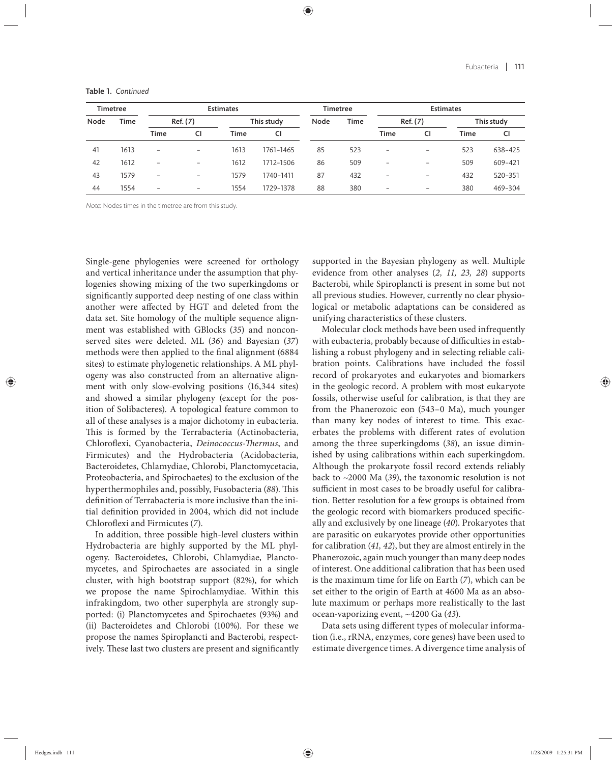**Table 1.** *Continued*

| Timetree | | Estimates | | | | Timetree | | Estimates | | | |
|---|---|---|---|---|---|---|---|---|---|---|---|
| Node | Time | Ref. (7) | | This study | | Node | Time | Ref. (7) | | This study | |
| | | Time | CI | Time | CI | | | Time | CI | Time | CI |
| 41 | 1613 | – | – | 1613 | 1761–1465 | 85 | 523 | – | – | 523 | 638–425 |
| 42 | 1612 | – | – | 1612 | 1712–1506 | 86 | 509 | – | – | 509 | 609–421 |
| 43 | 1579 | – | – | 1579 | 1740–1411 | 87 | 432 | – | – | 432 | 520–351 |
| 44 | 1554 | – | – | 1554 | 1729–1378 | 88 | 380 | – | – | 380 | 469–304 |

*Note*: Nodes times in the timetree are from this study.

Single-gene phylogenies were screened for orthology and vertical inheritance under the assumption that phylogenies showing mixing of the two superkingdoms or significantly supported deep nesting of one class within another were affected by HGT and deleted from the data set. Site homology of the multiple sequence alignment was established with GBlocks (*35*) and nonconserved sites were deleted. ML (*36*) and Bayesian (*37*) methods were then applied to the final alignment (6884 sites) to estimate phylogenetic relationships. A ML phylogeny was also constructed from an alternative alignment with only slow-evolving positions (16,344 sites) and showed a similar phylogeny (except for the position of Solibacteres). A topological feature common to all of these analyses is a major dichotomy in eubacteria. This is formed by the Terrabacteria (Actinobacteria, Chloroflexi, Cyanobacteria, *Deinococcus-Thermus*, and Firmicutes) and the Hydrobacteria (Acidobacteria, Bacteroidetes, Chlamydiae, Chlorobi, Planctomycetacia, Proteobacteria, and Spirochaetes) to the exclusion of the hyperthermophiles and, possibly, Fusobacteria (*88*). This definition of Terrabacteria is more inclusive than the initial definition provided in 2004, which did not include Chloroflexi and Firmicutes (*7*).

In addition, three possible high-level clusters within Hydrobacteria are highly supported by the ML phylogeny. Bacteroidetes, Chlorobi, Chlamydiae, Planctomycetes, and Spirochaetes are associated in a single cluster, with high bootstrap support (82%), for which we propose the name Spirochlamydiae. Within this infrakingdom, two other superphyla are strongly supported: (i) Planctomycetes and Spirochaetes (93%) and (ii) Bacteroidetes and Chlorobi (100%). For these we propose the names Spiroplancti and Bacterobi, respectively. These last two clusters are present and significantly supported in the Bayesian phylogeny as well. Multiple evidence from other analyses (*2, 11, 23, 28*) supports Bacterobi, while Spiroplancti is present in some but not all previous studies. However, currently no clear physiological or metabolic adaptations can be considered as unifying characteristics of these clusters.

Molecular clock methods have been used infrequently with eubacteria, probably because of difficulties in establishing a robust phylogeny and in selecting reliable calibration points. Calibrations have included the fossil record of prokaryotes and eukaryotes and biomarkers in the geologic record. A problem with most eukaryote fossils, otherwise useful for calibration, is that they are from the Phanerozoic eon (543–0 Ma), much younger than many key nodes of interest to time. This exacerbates the problems with different rates of evolution among the three superkingdoms (*38*), an issue diminished by using calibrations within each superkingdom. Although the prokaryote fossil record extends reliably back to ~2000 Ma (*39*), the taxonomic resolution is not sufficient in most cases to be broadly useful for calibration. Better resolution for a few groups is obtained from the geologic record with biomarkers produced specifically and exclusively by one lineage (*40*). Prokaryotes that are parasitic on eukaryotes provide other opportunities for calibration (*41, 42*), but they are almost entirely in the Phanerozoic, again much younger than many deep nodes of interest. One additional calibration that has been used is the maximum time for life on Earth (*7*), which can be set either to the origin of Earth at 4600 Ma as an absolute maximum or perhaps more realistically to the last ocean-vaporizing event, ~4200 Ga (*43*).

Data sets using different types of molecular information (i.e., rRNA, enzymes, core genes) have been used to estimate divergence times. A divergence time analysis of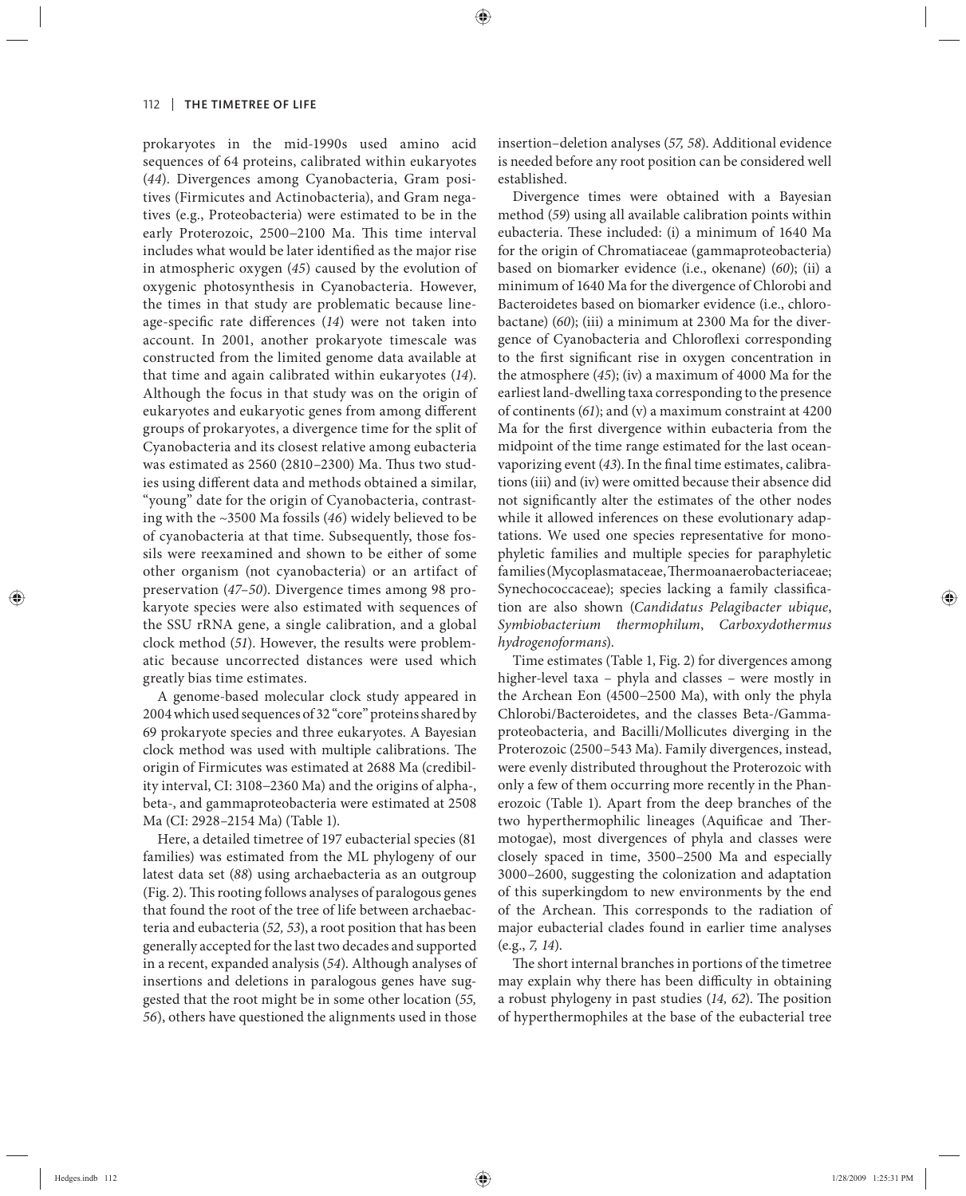prokaryotes in the mid-1990s used amino acid sequences of 64 proteins, calibrated within eukaryotes (*44*). Divergences among Cyanobacteria, Gram positives (Firmicutes and Actinobacteria), and Gram negatives (e.g., Proteobacteria) were estimated to be in the early Proterozoic, 2500–2100 Ma. This time interval includes what would be later identified as the major rise in atmospheric oxygen (*45*) caused by the evolution of oxygenic photosynthesis in Cyanobacteria. However, the times in that study are problematic because lineage-specific rate differences (*14*) were not taken into account. In 2001, another prokaryote timescale was constructed from the limited genome data available at that time and again calibrated within eukaryotes (*14*). Although the focus in that study was on the origin of eukaryotes and eukaryotic genes from among different groups of prokaryotes, a divergence time for the split of Cyanobacteria and its closest relative among eubacteria was estimated as 2560 (2810–2300) Ma. Thus two studies using different data and methods obtained a similar, "young" date for the origin of Cyanobacteria, contrasting with the ~3500 Ma fossils (*46*) widely believed to be of cyanobacteria at that time. Subsequently, those fossils were reexamined and shown to be either of some other organism (not cyanobacteria) or an artifact of preservation (*47–50*). Divergence times among 98 prokaryote species were also estimated with sequences of the SSU rRNA gene, a single calibration, and a global clock method (*51*). However, the results were problematic because uncorrected distances were used which greatly bias time estimates.

A genome-based molecular clock study appeared in 2004 which used sequences of 32 "core" proteins shared by 69 prokaryote species and three eukaryotes. A Bayesian clock method was used with multiple calibrations. The origin of Firmicutes was estimated at 2688 Ma (credibility interval, CI: 3108–2360 Ma) and the origins of alpha-, beta-, and gammaproteobacteria were estimated at 2508 Ma (CI: 2928–2154 Ma) (Table 1).

Here, a detailed timetree of 197 eubacterial species (81 families) was estimated from the ML phylogeny of our latest data set (*88*) using archaebacteria as an outgroup (Fig. 2). This rooting follows analyses of paralogous genes that found the root of the tree of life between archaebacteria and eubacteria (*52, 53*), a root position that has been generally accepted for the last two decades and supported in a recent, expanded analysis (*54*). Although analyses of insertions and deletions in paralogous genes have suggested that the root might be in some other location (*55, 56*), others have questioned the alignments used in those insertion–deletion analyses (*57, 58*). Additional evidence is needed before any root position can be considered well established.

Divergence times were obtained with a Bayesian method (*59*) using all available calibration points within eubacteria. These included: (i) a minimum of 1640 Ma for the origin of Chromatiaceae (gammaproteobacteria) based on biomarker evidence (i.e., okenane) (*60*); (ii) a minimum of 1640 Ma for the divergence of Chlorobi and Bacteroidetes based on biomarker evidence (i.e., chlorobactane) (*60*); (iii) a minimum at 2300 Ma for the divergence of Cyanobacteria and Chloroflexi corresponding to the first significant rise in oxygen concentration in the atmosphere (*45*); (iv) a maximum of 4000 Ma for the earliest land-dwelling taxa corresponding to the presence of continents (*61*); and (v) a maximum constraint at 4200 Ma for the first divergence within eubacteria from the midpoint of the time range estimated for the last ocean-vaporizing event (*43*). In the final time estimates, calibrations (iii) and (iv) were omitted because their absence did not significantly alter the estimates of the other nodes while it allowed inferences on these evolutionary adaptations. We used one species representative for monophyletic families and multiple species for paraphyletic families (Mycoplasmataceae, Thermoanaerobacteriaceae; Synechococcaceae); species lacking a family classification are also shown (*Candidatus Pelagibacter ubique*, *Symbiobacterium thermophilum*, *Carboxydothermus hydrogenoformans*).

Time estimates (Table 1, Fig. 2) for divergences among higher-level taxa – phyla and classes – were mostly in the Archean Eon (4500–2500 Ma), with only the phyla Chlorobi/Bacteroidetes, and the classes Beta-/Gammaproteobacteria, and Bacilli/Mollicutes diverging in the Proterozoic (2500–543 Ma). Family divergences, instead, were evenly distributed throughout the Proterozoic with only a few of them occurring more recently in the Phanerozoic (Table 1). Apart from the deep branches of the two hyperthermophilic lineages (Aquificae and Thermotogae), most divergences of phyla and classes were closely spaced in time, 3500–2500 Ma and especially 3000–2600, suggesting the colonization and adaptation of this superkingdom to new environments by the end of the Archean. This corresponds to the radiation of major eubacterial clades found in earlier time analyses (e.g., *7, 14*).

The short internal branches in portions of the timetree may explain why there has been difficulty in obtaining a robust phylogeny in past studies (*14, 62*). The position of hyperthermophiles at the base of the eubacterial tree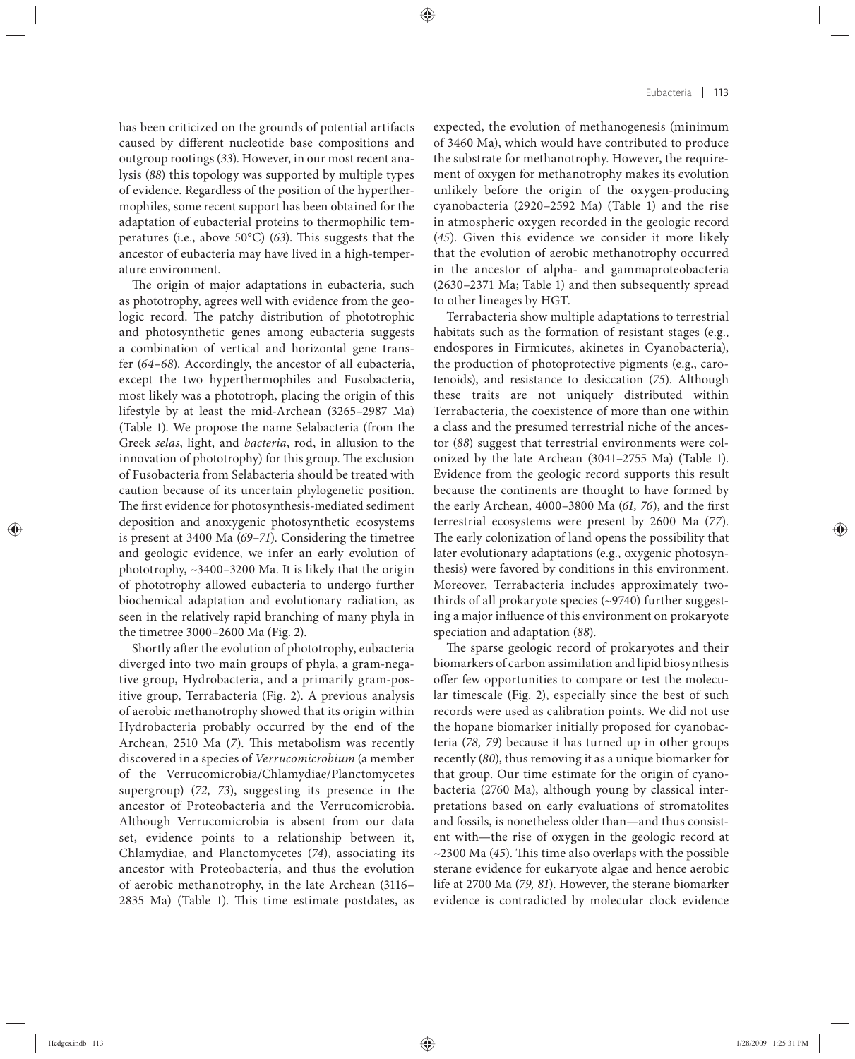has been criticized on the grounds of potential artifacts caused by different nucleotide base compositions and outgroup rootings (*33*). However, in our most recent analysis (*88*) this topology was supported by multiple types of evidence. Regardless of the position of the hyperthermophiles, some recent support has been obtained for the adaptation of eubacterial proteins to thermophilic temperatures (i.e., above 50°C) (*63*). This suggests that the ancestor of eubacteria may have lived in a high-temperature environment.

The origin of major adaptations in eubacteria, such as phototrophy, agrees well with evidence from the geologic record. The patchy distribution of phototrophic and photosynthetic genes among eubacteria suggests a combination of vertical and horizontal gene transfer (*64–68*). Accordingly, the ancestor of all eubacteria, except the two hyperthermophiles and Fusobacteria, most likely was a phototroph, placing the origin of this lifestyle by at least the mid-Archean (3265–2987 Ma) (Table 1). We propose the name Selabacteria (from the Greek *selas*, light, and *bacteria*, rod, in allusion to the innovation of phototrophy) for this group. The exclusion of Fusobacteria from Selabacteria should be treated with caution because of its uncertain phylogenetic position. The first evidence for photosynthesis-mediated sediment deposition and anoxygenic photosynthetic ecosystems is present at 3400 Ma (*69–71*). Considering the timetree and geologic evidence, we infer an early evolution of phototrophy, ~3400–3200 Ma. It is likely that the origin of phototrophy allowed eubacteria to undergo further biochemical adaptation and evolutionary radiation, as seen in the relatively rapid branching of many phyla in the timetree 3000–2600 Ma (Fig. 2).

Shortly after the evolution of phototrophy, eubacteria diverged into two main groups of phyla, a gram-negative group, Hydrobacteria, and a primarily gram-positive group, Terrabacteria (Fig. 2). A previous analysis of aerobic methanotrophy showed that its origin within Hydrobacteria probably occurred by the end of the Archean, 2510 Ma (*7*). This metabolism was recently discovered in a species of *Verrucomicrobium* (a member of the Verrucomicrobia/Chlamydiae/Planctomycetes supergroup) (*72, 73*), suggesting its presence in the ancestor of Proteobacteria and the Verrucomicrobia. Although Verrucomicrobia is absent from our data set, evidence points to a relationship between it, Chlamydiae, and Planctomycetes (*74*), associating its ancestor with Proteobacteria, and thus the evolution of aerobic methanotrophy, in the late Archean (3116–2835 Ma) (Table 1). This time estimate postdates, as expected, the evolution of methanogenesis (minimum of 3460 Ma), which would have contributed to produce the substrate for methanotrophy. However, the requirement of oxygen for methanotrophy makes its evolution unlikely before the origin of the oxygen-producing cyanobacteria (2920–2592 Ma) (Table 1) and the rise in atmospheric oxygen recorded in the geologic record (*45*). Given this evidence we consider it more likely that the evolution of aerobic methanotrophy occurred in the ancestor of alpha- and gammaproteobacteria (2630–2371 Ma; Table 1) and then subsequently spread to other lineages by HGT.

Terrabacteria show multiple adaptations to terrestrial habitats such as the formation of resistant stages (e.g., endospores in Firmicutes, akinetes in Cyanobacteria), the production of photoprotective pigments (e.g., carotenoids), and resistance to desiccation (*75*). Although these traits are not uniquely distributed within Terrabacteria, the coexistence of more than one within a class and the presumed terrestrial niche of the ancestor (*88*) suggest that terrestrial environments were colonized by the late Archean (3041–2755 Ma) (Table 1). Evidence from the geologic record supports this result because the continents are thought to have formed by the early Archean, 4000–3800 Ma (*61, 76*), and the first terrestrial ecosystems were present by 2600 Ma (*77*). The early colonization of land opens the possibility that later evolutionary adaptations (e.g., oxygenic photosynthesis) were favored by conditions in this environment. Moreover, Terrabacteria includes approximately two-thirds of all prokaryote species (~9740) further suggesting a major influence of this environment on prokaryote speciation and adaptation (*88*).

The sparse geologic record of prokaryotes and their biomarkers of carbon assimilation and lipid biosynthesis offer few opportunities to compare or test the molecular timescale (Fig. 2), especially since the best of such records were used as calibration points. We did not use the hopane biomarker initially proposed for cyanobacteria (*78, 79*) because it has turned up in other groups recently (*80*), thus removing it as a unique biomarker for that group. Our time estimate for the origin of cyanobacteria (2760 Ma), although young by classical interpretations based on early evaluations of stromatolites and fossils, is nonetheless older than—and thus consistent with—the rise of oxygen in the geologic record at ~2300 Ma (*45*). This time also overlaps with the possible sterane evidence for eukaryote algae and hence aerobic life at 2700 Ma (*79, 81*). However, the sterane biomarker evidence is contradicted by molecular clock evidence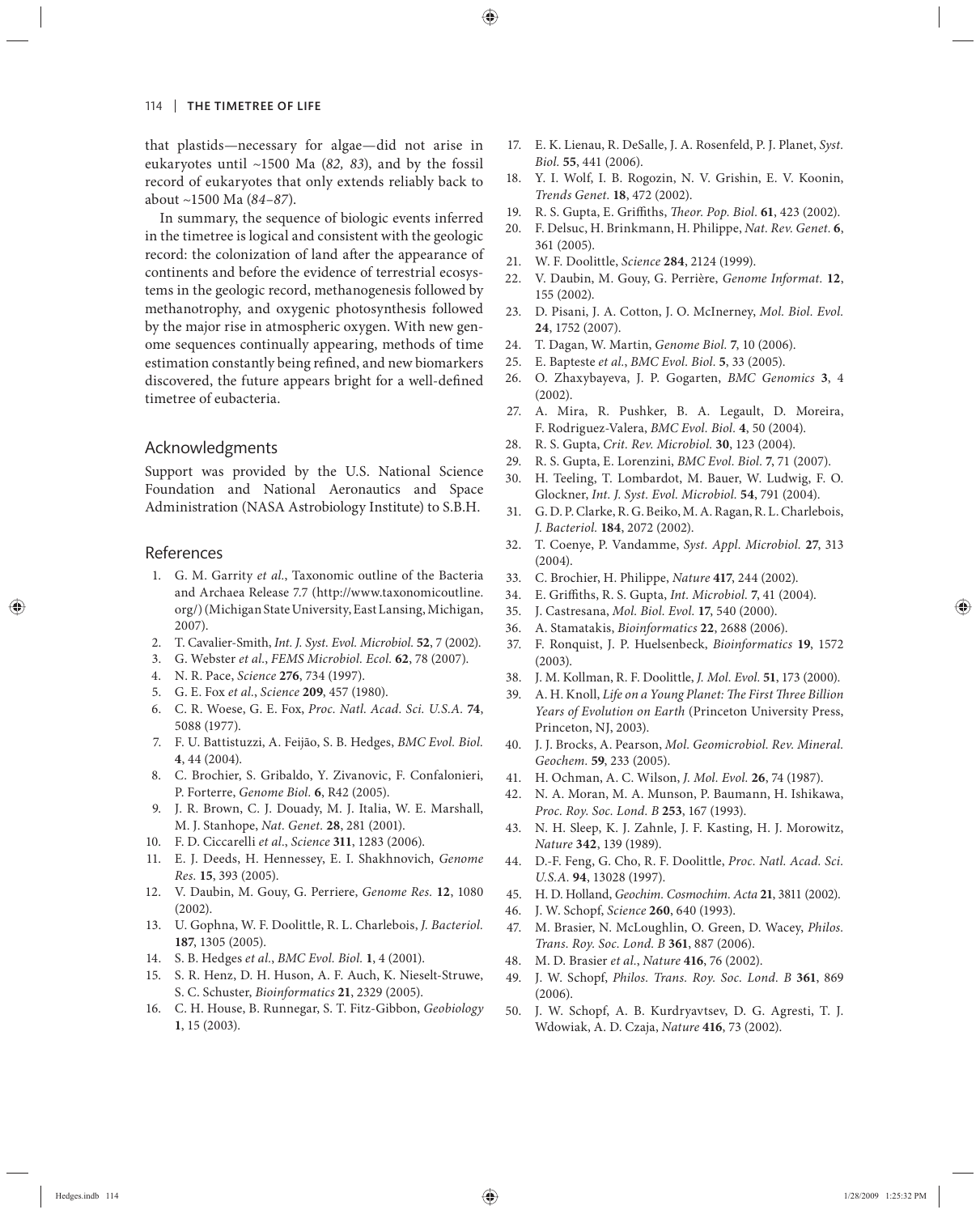that plastids—necessary for algae—did not arise in eukaryotes until ~1500 Ma (*82, 83*), and by the fossil record of eukaryotes that only extends reliably back to about ~1500 Ma (*84–87*).

In summary, the sequence of biologic events inferred in the timetree is logical and consistent with the geologic record: the colonization of land after the appearance of continents and before the evidence of terrestrial ecosystems in the geologic record, methanogenesis followed by methanotrophy, and oxygenic photosynthesis followed by the major rise in atmospheric oxygen. With new genome sequences continually appearing, methods of time estimation constantly being refined, and new biomarkers discovered, the future appears bright for a well-defined timetree of eubacteria.

## Acknowledgments

Support was provided by the U.S. National Science Foundation and National Aeronautics and Space Administration (NASA Astrobiology Institute) to S.B.H.

## References

1. G. M. Garrity *et al*., Taxonomic outline of the Bacteria and Archaea Release 7.7 (http://www.taxonomicoutline.org/) (Michigan State University, East Lansing, Michigan, 2007).
2. T. Cavalier-Smith, *Int. J. Syst. Evol. Microbiol.* **52**, 7 (2002).
3. G. Webster *et al*., *FEMS Microbiol. Ecol.* **62**, 78 (2007).
4. N. R. Pace, *Science* **276**, 734 (1997).
5. G. E. Fox *et al*., *Science* **209**, 457 (1980).
6. C. R. Woese, G. E. Fox, *Proc. Natl. Acad. Sci. U.S.A.* **74**, 5088 (1977).
7. F. U. Battistuzzi, A. Feijão, S. B. Hedges, *BMC Evol. Biol.* **4**, 44 (2004).
8. C. Brochier, S. Gribaldo, Y. Zivanovic, F. Confalonieri, P. Forterre, *Genome Biol.* **6**, R42 (2005).
9. J. R. Brown, C. J. Douady, M. J. Italia, W. E. Marshall, M. J. Stanhope, *Nat. Genet.* **28**, 281 (2001).
10. F. D. Ciccarelli *et al*., *Science* **311**, 1283 (2006).
11. E. J. Deeds, H. Hennessey, E. I. Shakhnovich, *Genome Res.* **15**, 393 (2005).
12. V. Daubin, M. Gouy, G. Perriere, *Genome Res.* **12**, 1080 (2002).
13. U. Gophna, W. F. Doolittle, R. L. Charlebois, *J. Bacteriol.* **187**, 1305 (2005).
14. S. B. Hedges *et al*., *BMC Evol. Biol.* **1**, 4 (2001).
15. S. R. Henz, D. H. Huson, A. F. Auch, K. Nieselt-Struwe, S. C. Schuster, *Bioinformatics* **21**, 2329 (2005).
16. C. H. House, B. Runnegar, S. T. Fitz-Gibbon, *Geobiology* **1**, 15 (2003).
17. E. K. Lienau, R. DeSalle, J. A. Rosenfeld, P. J. Planet, *Syst. Biol.* **55**, 441 (2006).
18. Y. I. Wolf, I. B. Rogozin, N. V. Grishin, E. V. Koonin, *Trends Genet.* **18**, 472 (2002).
19. R. S. Gupta, E. Griffiths, *Theor. Pop. Biol.* **61**, 423 (2002).
20. F. Delsuc, H. Brinkmann, H. Philippe, *Nat. Rev. Genet.* **6**, 361 (2005).
21. W. F. Doolittle, *Science* **284**, 2124 (1999).
22. V. Daubin, M. Gouy, G. Perrière, *Genome Informat.* **12**, 155 (2002).
23. D. Pisani, J. A. Cotton, J. O. McInerney, *Mol. Biol. Evol.* **24**, 1752 (2007).
24. T. Dagan, W. Martin, *Genome Biol.* **7**, 10 (2006).
25. E. Bapteste *et al*., *BMC Evol. Biol.* **5**, 33 (2005).
26. O. Zhaxybayeva, J. P. Gogarten, *BMC Genomics* **3**, 4 (2002).
27. A. Mira, R. Pushker, B. A. Legault, D. Moreira, F. Rodriguez-Valera, *BMC Evol. Biol.* **4**, 50 (2004).
28. R. S. Gupta, *Crit. Rev. Microbiol.* **30**, 123 (2004).
29. R. S. Gupta, E. Lorenzini, *BMC Evol. Biol.* **7**, 71 (2007).
30. H. Teeling, T. Lombardot, M. Bauer, W. Ludwig, F. O. Glockner, *Int. J. Syst. Evol. Microbiol.* **54**, 791 (2004).
31. G. D. P. Clarke, R. G. Beiko, M. A. Ragan, R. L. Charlebois, *J. Bacteriol.* **184**, 2072 (2002).
32. T. Coenye, P. Vandamme, *Syst. Appl. Microbiol.* **27**, 313 (2004).
33. C. Brochier, H. Philippe, *Nature* **417**, 244 (2002).
34. E. Griffiths, R. S. Gupta, *Int. Microbiol.* **7**, 41 (2004).
35. J. Castresana, *Mol. Biol. Evol.* **17**, 540 (2000).
36. A. Stamatakis, *Bioinformatics* **22**, 2688 (2006).
37. F. Ronquist, J. P. Huelsenbeck, *Bioinformatics* **19**, 1572 (2003).
38. J. M. Kollman, R. F. Doolittle, *J. Mol. Evol.* **51**, 173 (2000).
39. A. H. Knoll, *Life on a Young Planet: The First Three Billion Years of Evolution on Earth* (Princeton University Press, Princeton, NJ, 2003).
40. J. J. Brocks, A. Pearson, *Mol. Geomicrobiol. Rev. Mineral. Geochem.* **59**, 233 (2005).
41. H. Ochman, A. C. Wilson, *J. Mol. Evol.* **26**, 74 (1987).
42. N. A. Moran, M. A. Munson, P. Baumann, H. Ishikawa, *Proc. Roy. Soc. Lond. B* **253**, 167 (1993).
43. N. H. Sleep, K. J. Zahnle, J. F. Kasting, H. J. Morowitz, *Nature* **342**, 139 (1989).
44. D.-F. Feng, G. Cho, R. F. Doolittle, *Proc. Natl. Acad. Sci. U.S.A.* **94**, 13028 (1997).
45. H. D. Holland, *Geochim. Cosmochim. Acta* **21**, 3811 (2002).
46. J. W. Schopf, *Science* **260**, 640 (1993).
47. M. Brasier, N. McLoughlin, O. Green, D. Wacey, *Philos. Trans. Roy. Soc. Lond. B* **361**, 887 (2006).
48. M. D. Brasier *et al*., *Nature* **416**, 76 (2002).
49. J. W. Schopf, *Philos. Trans. Roy. Soc. Lond. B* **361**, 869 (2006).
50. J. W. Schopf, A. B. Kurdryavtsev, D. G. Agresti, T. J. Wdowiak, A. D. Czaja, *Nature* **416**, 73 (2002).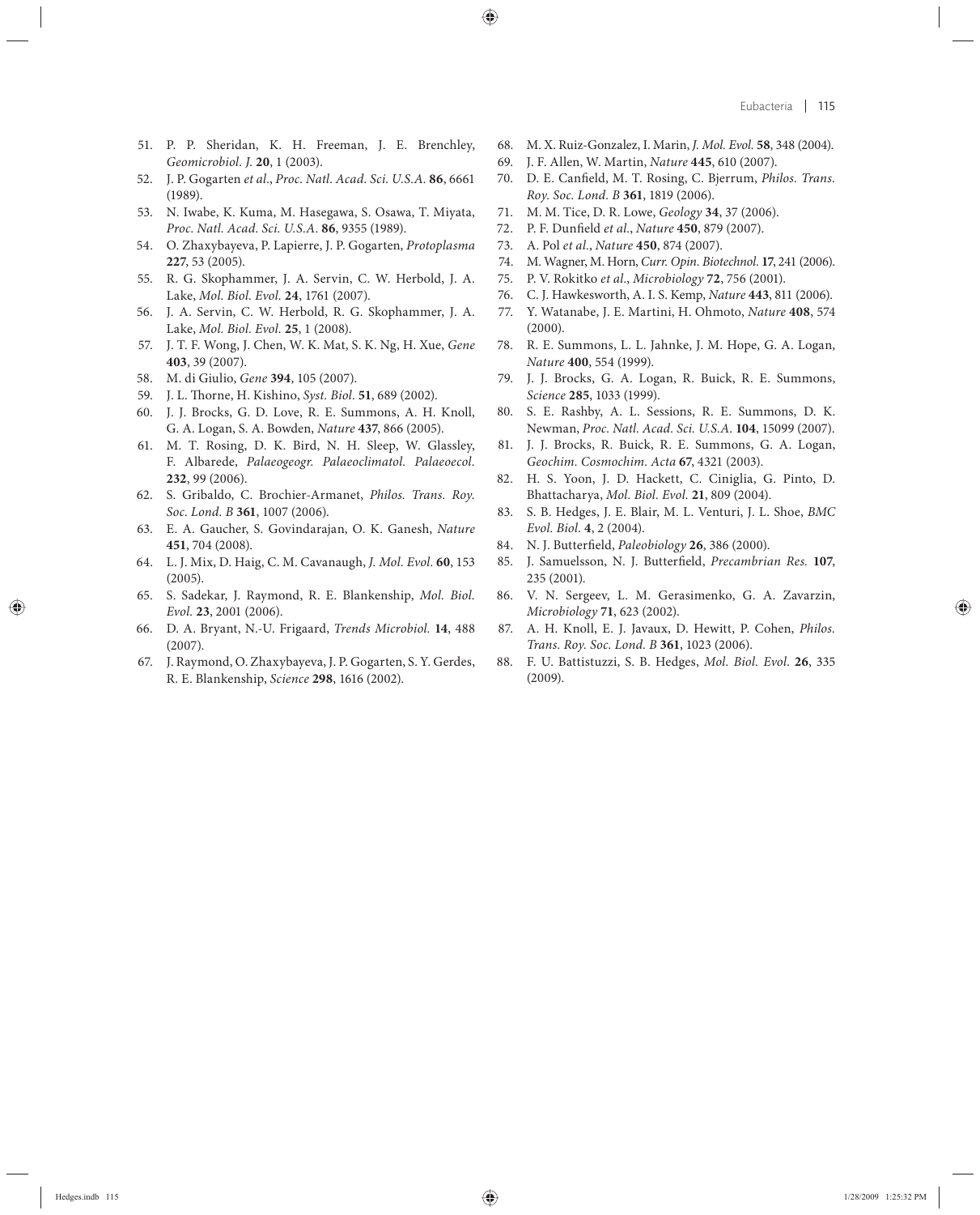51. P. P. Sheridan, K. H. Freeman, J. E. Brenchley, *Geomicrobiol. J.* **20**, 1 (2003).
52. J. P. Gogarten *et al.*, *Proc. Natl. Acad. Sci. U.S.A.* **86**, 6661 (1989).
53. N. Iwabe, K. Kuma, M. Hasegawa, S. Osawa, T. Miyata, *Proc. Natl. Acad. Sci. U.S.A.* **86**, 9355 (1989).
54. O. Zhaxybayeva, P. Lapierre, J. P. Gogarten, *Protoplasma* **227**, 53 (2005).
55. R. G. Skophammer, J. A. Servin, C. W. Herbold, J. A. Lake, *Mol. Biol. Evol.* **24**, 1761 (2007).
56. J. A. Servin, C. W. Herbold, R. G. Skophammer, J. A. Lake, *Mol. Biol. Evol.* **25**, 1 (2008).
57. J. T. F. Wong, J. Chen, W. K. Mat, S. K. Ng, H. Xue, *Gene* **403**, 39 (2007).
58. M. di Giulio, *Gene* **394**, 105 (2007).
59. J. L. Thorne, H. Kishino, *Syst. Biol.* **51**, 689 (2002).
60. J. J. Brocks, G. D. Love, R. E. Summons, A. H. Knoll, G. A. Logan, S. A. Bowden, *Nature* **437**, 866 (2005).
61. M. T. Rosing, D. K. Bird, N. H. Sleep, W. Glassley, F. Albarede, *Palaeogeogr. Palaeoclimatol. Palaeoecol.* **232**, 99 (2006).
62. S. Gribaldo, C. Brochier-Armanet, *Philos. Trans. Roy. Soc. Lond. B* **361**, 1007 (2006).
63. E. A. Gaucher, S. Govindarajan, O. K. Ganesh, *Nature* **451**, 704 (2008).
64. L. J. Mix, D. Haig, C. M. Cavanaugh, *J. Mol. Evol.* **60**, 153 (2005).
65. S. Sadekar, J. Raymond, R. E. Blankenship, *Mol. Biol. Evol.* **23**, 2001 (2006).
66. D. A. Bryant, N.-U. Frigaard, *Trends Microbiol.* **14**, 488 (2007).
67. J. Raymond, O. Zhaxybayeva, J. P. Gogarten, S. Y. Gerdes, R. E. Blankenship, *Science* **298**, 1616 (2002).
68. M. X. Ruiz-Gonzalez, I. Marin, *J. Mol. Evol.* **58**, 348 (2004).
69. J. F. Allen, W. Martin, *Nature* **445**, 610 (2007).
70. D. E. Canfield, M. T. Rosing, C. Bjerrum, *Philos. Trans. Roy. Soc. Lond. B* **361**, 1819 (2006).
71. M. M. Tice, D. R. Lowe, *Geology* **34**, 37 (2006).
72. P. F. Dunfield *et al.*, *Nature* **450**, 879 (2007).
73. A. Pol *et al.*, *Nature* **450**, 874 (2007).
74. M. Wagner, M. Horn, *Curr. Opin. Biotechnol.* **17**, 241 (2006).
75. P. V. Rokitko *et al.*, *Microbiology* **72**, 756 (2001).
76. C. J. Hawkesworth, A. I. S. Kemp, *Nature* **443**, 811 (2006).
77. Y. Watanabe, J. E. Martini, H. Ohmoto, *Nature* **408**, 574 (2000).
78. R. E. Summons, L. L. Jahnke, J. M. Hope, G. A. Logan, *Nature* **400**, 554 (1999).
79. J. J. Brocks, G. A. Logan, R. Buick, R. E. Summons, *Science* **285**, 1033 (1999).
80. S. E. Rashby, A. L. Sessions, R. E. Summons, D. K. Newman, *Proc. Natl. Acad. Sci. U.S.A.* **104**, 15099 (2007).
81. J. J. Brocks, R. Buick, R. E. Summons, G. A. Logan, *Geochim. Cosmochim. Acta* **67**, 4321 (2003).
82. H. S. Yoon, J. D. Hackett, C. Ciniglia, G. Pinto, D. Bhattacharya, *Mol. Biol. Evol.* **21**, 809 (2004).
83. S. B. Hedges, J. E. Blair, M. L. Venturi, J. L. Shoe, *BMC Evol. Biol.* **4**, 2 (2004).
84. N. J. Butterfield, *Paleobiology* **26**, 386 (2000).
85. J. Samuelsson, N. J. Butterfield, *Precambrian Res.* **107**, 235 (2001).
86. V. N. Sergeev, L. M. Gerasimenko, G. A. Zavarzin, *Microbiology* **71**, 623 (2002).
87. A. H. Knoll, E. J. Javaux, D. Hewitt, P. Cohen, *Philos. Trans. Roy. Soc. Lond. B* **361**, 1023 (2006).
88. F. U. Battistuzzi, S. B. Hedges, *Mol. Biol. Evol.* **26**, 335 (2009).